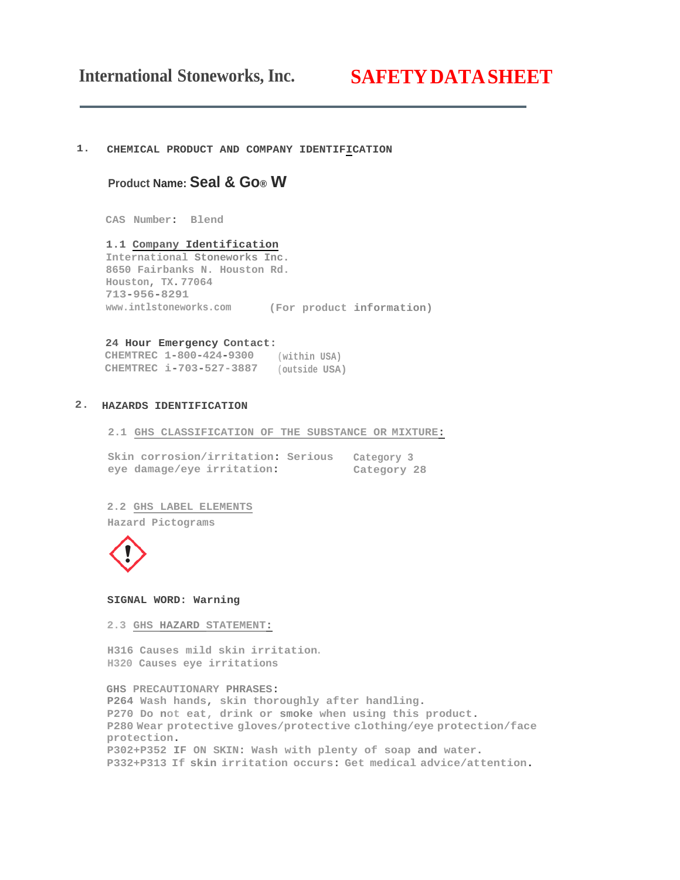**International Stoneworks, Inc.** **SAFETY DATA SHEET**

## 1. CHEMICAL PRODUCT AND COMPANY IDENTIFICATION

**Product Name: Seal & Go® W**

CAS Number: Blend

### 1.1 Company Identification

International Stoneworks Inc.
8650 Fairbanks N. Houston Rd.
Houston, TX. 77064
713-956-8291
www.intlstoneworks.com (For product information)

**24 Hour Emergency Contact:**
CHEMTREC 1-800-424-9300 (within USA)
CHEMTREC i-703-527-3887 (outside USA)

## 2. HAZARDS IDENTIFICATION

### 2.1 GHS CLASSIFICATION OF THE SUBSTANCE OR MIXTURE:

Skin corrosion/irritation: Category 3
Serious eye damage/eye irritation: Category 28

### 2.2 GHS LABEL ELEMENTS

Hazard Pictograms

**SIGNAL WORD: Warning**

### 2.3 GHS HAZARD STATEMENT:

H316 Causes mild skin irritation.
H320 Causes eye irritations

**GHS PRECAUTIONARY PHRASES:**
P264 Wash hands, skin thoroughly after handling.
P270 Do not eat, drink or smoke when using this product.
P280 Wear protective gloves/protective clothing/eye protection/face protection.
P302+P352 IF ON SKIN: Wash with plenty of soap and water.
P332+P313 If skin irritation occurs: Get medical advice/attention.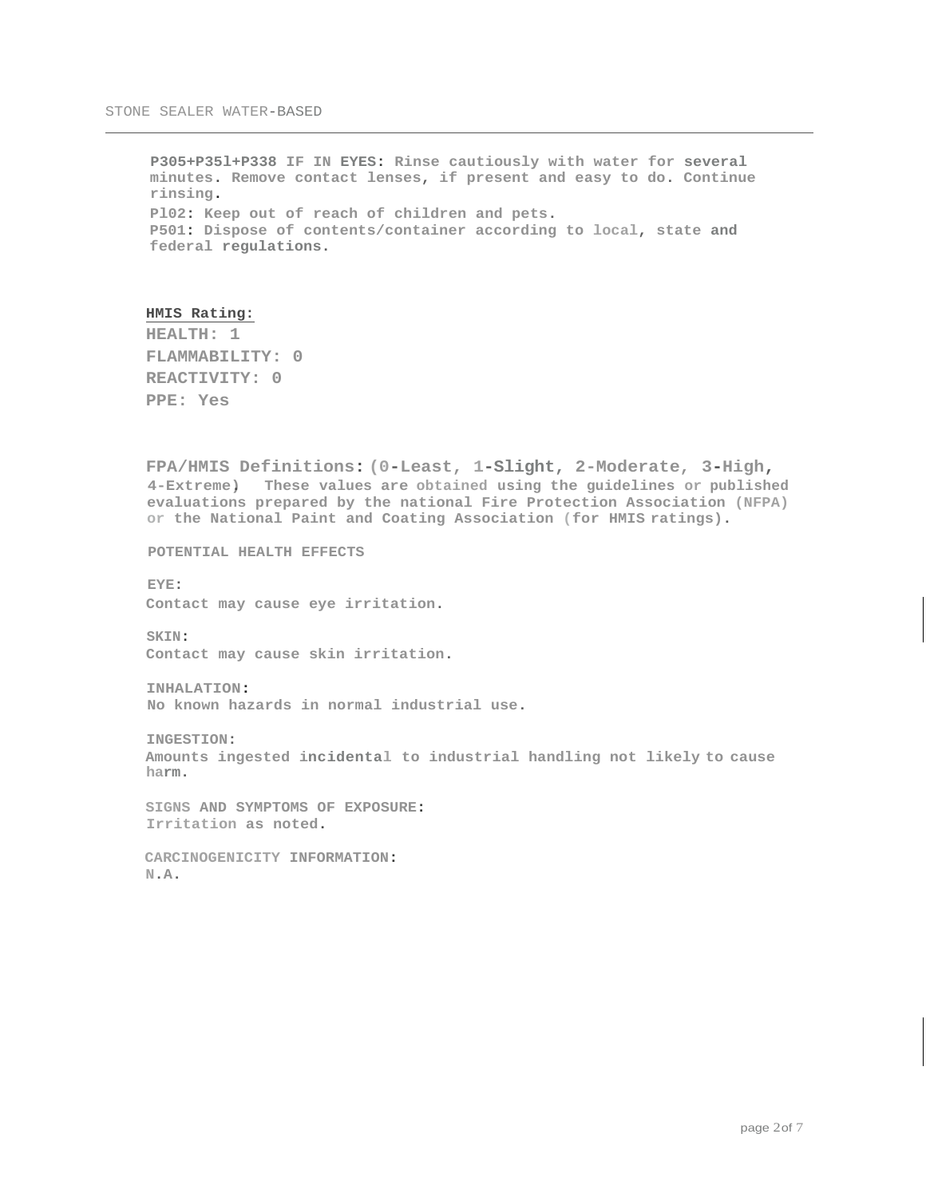**P305+P35l+P338 IF IN EYES: Rinse cautiously with water for several minutes. Remove contact lenses, if present and easy to do. Continue rinsing.**

**Pl02: Keep out of reach of children and pets.**

**P501: Dispose of contents/container according to local, state and federal regulations.**

**HMIS Rating:**

**HEALTH: 1**

**FLAMMABILITY: 0**

**REACTIVITY: 0**

**PPE: Yes**

**FPA/HMIS Definitions: (0-Least, 1-Slight, 2-Moderate, 3-High, 4-Extreme) These values are obtained using the guidelines or published evaluations prepared by the national Fire Protection Association (NFPA) or the National Paint and Coating Association (for HMIS ratings).**

**POTENTIAL HEALTH EFFECTS**

**EYE:**
**Contact may cause eye irritation.**

**SKIN:**
**Contact may cause skin irritation.**

**INHALATION:**
**No known hazards in normal industrial use.**

**INGESTION:**
**Amounts ingested incidental to industrial handling not likely to cause harm.**

**SIGNS AND SYMPTOMS OF EXPOSURE:**
**Irritation as noted.**

**CARCINOGENICITY INFORMATION:**
**N.A.**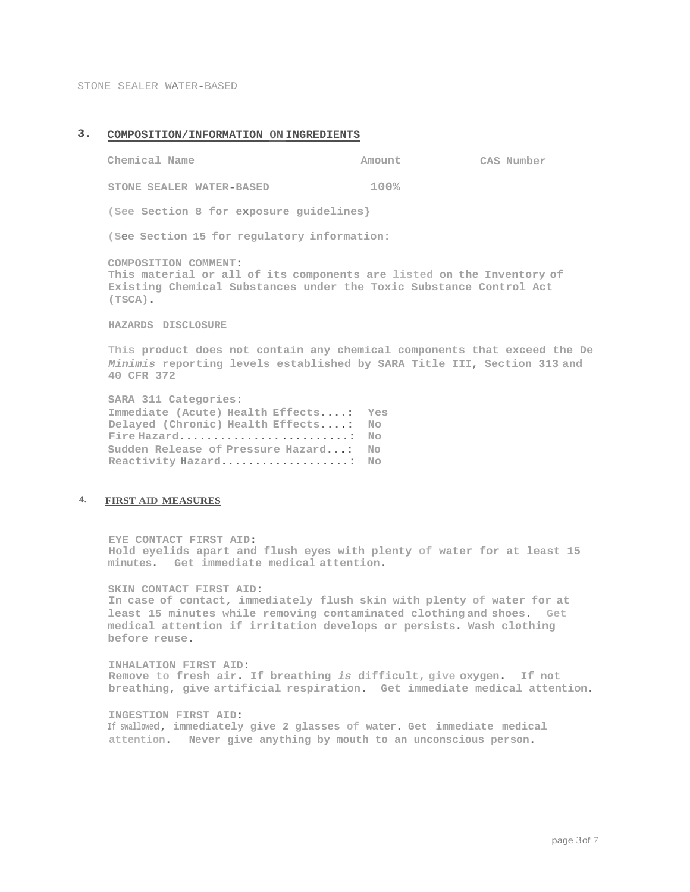## 3. COMPOSITION/INFORMATION ON INGREDIENTS

| Chemical Name | Amount | CAS Number |
|---|---|---|
| STONE SEALER WATER-BASED | 100% | |

(See Section 8 for exposure guidelines}

(See Section 15 for regulatory information:

**COMPOSITION COMMENT:**
This material or all of its components are listed on the Inventory of Existing Chemical Substances under the Toxic Substance Control Act (TSCA).

**HAZARDS DISCLOSURE**

This product does not contain any chemical components that exceed the De *Minimis* reporting levels established by SARA Title III, Section 313 and 40 CFR 372

SARA 311 Categories:
Immediate (Acute) Health Effects....: Yes
Delayed (Chronic) Health Effects....: No
Fire Hazard.........................: No
Sudden Release of Pressure Hazard...: No
Reactivity Hazard...................: No

## 4. FIRST AID MEASURES

**EYE CONTACT FIRST AID:**
Hold eyelids apart and flush eyes with plenty of water for at least 15 minutes. Get immediate medical attention.

**SKIN CONTACT FIRST AID:**
In case of contact, immediately flush skin with plenty of water for at least 15 minutes while removing contaminated clothing and shoes. Get medical attention if irritation develops or persists. Wash clothing before reuse.

**INHALATION FIRST AID:**
Remove to fresh air. If breathing *is* difficult, give oxygen. If not breathing, give artificial respiration. Get immediate medical attention.

**INGESTION FIRST AID:**
If swallowed, immediately give 2 glasses of water. Get immediate medical attention. Never give anything by mouth to an unconscious person.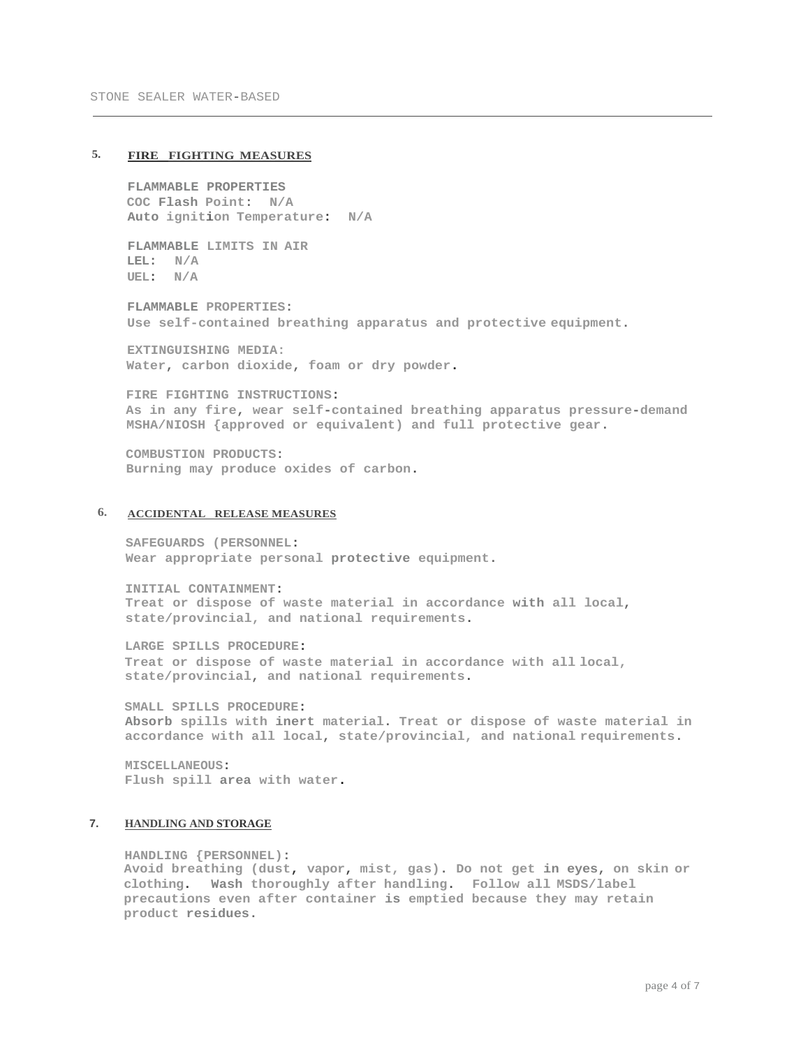## 5. FIRE FIGHTING MEASURES

**FLAMMABLE PROPERTIES**
COC Flash Point: N/A
Auto ignition Temperature: N/A

**FLAMMABLE LIMITS IN AIR**
LEL: N/A
UEL: N/A

**FLAMMABLE PROPERTIES:**
Use self-contained breathing apparatus and protective equipment.

**EXTINGUISHING MEDIA:**
Water, carbon dioxide, foam or dry powder.

**FIRE FIGHTING INSTRUCTIONS:**
As in any fire, wear self-contained breathing apparatus pressure-demand MSHA/NIOSH {approved or equivalent) and full protective gear.

**COMBUSTION PRODUCTS:**
Burning may produce oxides of carbon.

## 6. ACCIDENTAL RELEASE MEASURES

**SAFEGUARDS (PERSONNEL:**
Wear appropriate personal protective equipment.

**INITIAL CONTAINMENT:**
Treat or dispose of waste material in accordance with all local, state/provincial, and national requirements.

**LARGE SPILLS PROCEDURE:**
Treat or dispose of waste material in accordance with all local, state/provincial, and national requirements.

**SMALL SPILLS PROCEDURE:**
Absorb spills with inert material. Treat or dispose of waste material in accordance with all local, state/provincial, and national requirements.

**MISCELLANEOUS:**
Flush spill area with water.

## 7. HANDLING AND STORAGE

**HANDLING {PERSONNEL):**
Avoid breathing (dust, vapor, mist, gas). Do not get in eyes, on skin or clothing. Wash thoroughly after handling. Follow all MSDS/label precautions even after container is emptied because they may retain product residues.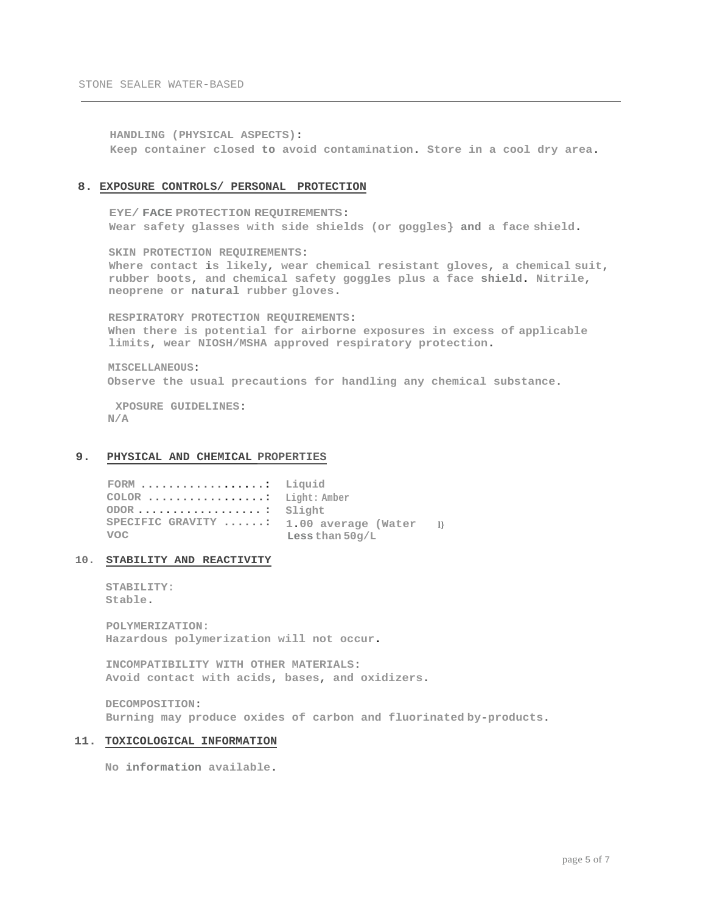**HANDLING (PHYSICAL ASPECTS):**
Keep container closed to avoid contamination. Store in a cool dry area.

## 8. EXPOSURE CONTROLS/ PERSONAL PROTECTION

**EYE/ FACE PROTECTION REQUIREMENTS:**
Wear safety glasses with side shields (or goggles} and a face shield.

**SKIN PROTECTION REQUIREMENTS:**
Where contact is likely, wear chemical resistant gloves, a chemical suit, rubber boots, and chemical safety goggles plus a face shield. Nitrile, neoprene or natural rubber gloves.

**RESPIRATORY PROTECTION REQUIREMENTS:**
When there is potential for airborne exposures in excess of applicable limits, wear NIOSH/MSHA approved respiratory protection.

**MISCELLANEOUS:**
Observe the usual precautions for handling any chemical substance.

**XPOSURE GUIDELINES:**
N/A

## 9. PHYSICAL AND CHEMICAL PROPERTIES

FORM ..................: Liquid
COLOR .................: Light: Amber
ODOR ..................: Slight
SPECIFIC GRAVITY ......: 1.00 average (Water I}
VOC Less than 50g/L

## 10. STABILITY AND REACTIVITY

**STABILITY:**
Stable.

**POLYMERIZATION:**
Hazardous polymerization will not occur.

**INCOMPATIBILITY WITH OTHER MATERIALS:**
Avoid contact with acids, bases, and oxidizers.

**DECOMPOSITION:**
Burning may produce oxides of carbon and fluorinated by-products.

## 11. TOXICOLOGICAL INFORMATION

No information available.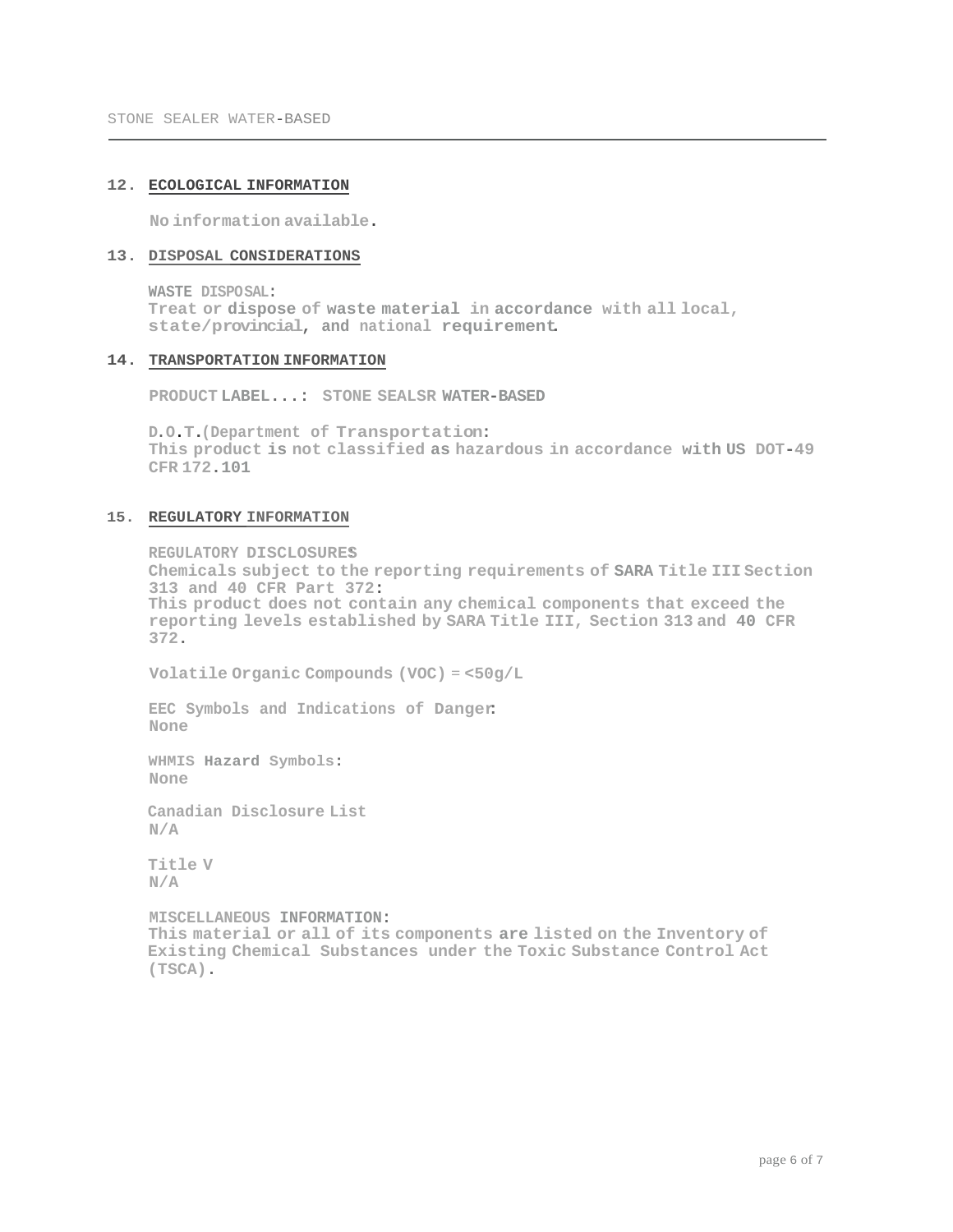## 12. ECOLOGICAL INFORMATION

No information available.

## 13. DISPOSAL CONSIDERATIONS

**WASTE DISPOSAL:**
Treat or dispose of waste material in accordance with all local, state/provincial, and national requirement.

## 14. TRANSPORTATION INFORMATION

**PRODUCT LABEL...:** STONE SEALSR WATER-BASED

**D.O.T.(Department of Transportation:**
This product is not classified as hazardous in accordance with US DOT-49 CFR 172.101

## 15. REGULATORY INFORMATION

**REGULATORY DISCLOSURES**
Chemicals subject to the reporting requirements of SARA Title III Section 313 and 40 CFR Part 372:
This product does not contain any chemical components that exceed the reporting levels established by SARA Title III, Section 313 and 40 CFR 372.

Volatile Organic Compounds (VOC) = <50g/L

**EEC Symbols and Indications of Danger:**
None

**WHMIS Hazard Symbols:**
None

**Canadian Disclosure List**
N/A

**Title V**
N/A

**MISCELLANEOUS INFORMATION:**
This material or all of its components are listed on the Inventory of Existing Chemical Substances under the Toxic Substance Control Act (TSCA).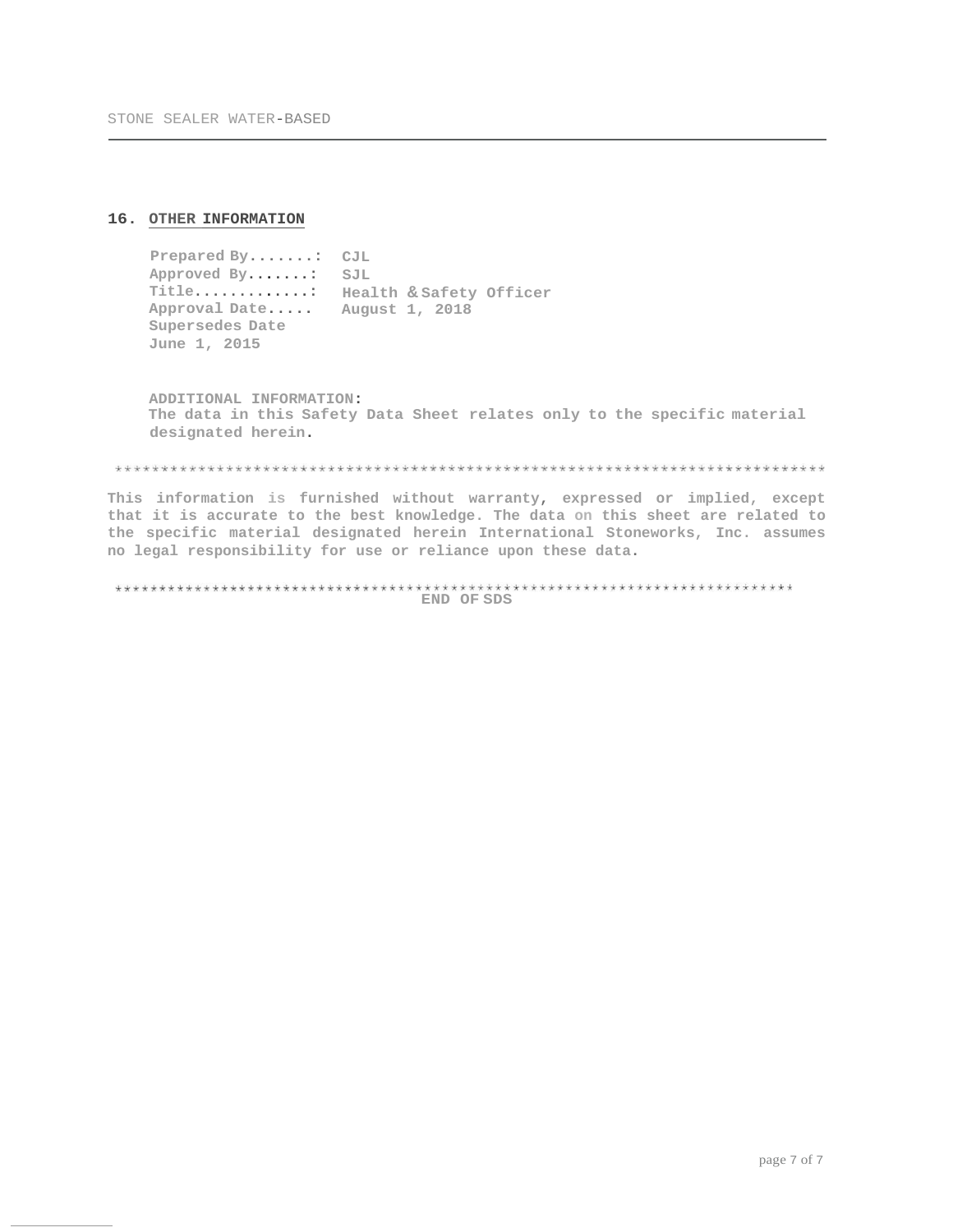## 16. OTHER INFORMATION

**Prepared By.......:** CJL
**Approved By.......:** SJL
**Title.............:** Health & Safety Officer
**Approval Date.....** August 1, 2018
**Supersedes Date**
June 1, 2015

**ADDITIONAL INFORMATION:**
The data in this Safety Data Sheet relates only to the specific material designated herein.

*******************************************************************************

**This information is furnished without warranty, expressed or implied, except that it is accurate to the best knowledge. The data on this sheet are related to the specific material designated herein International Stoneworks, Inc. assumes no legal responsibility for use or reliance upon these data.**

*******************************************************************************

**END OF SDS**